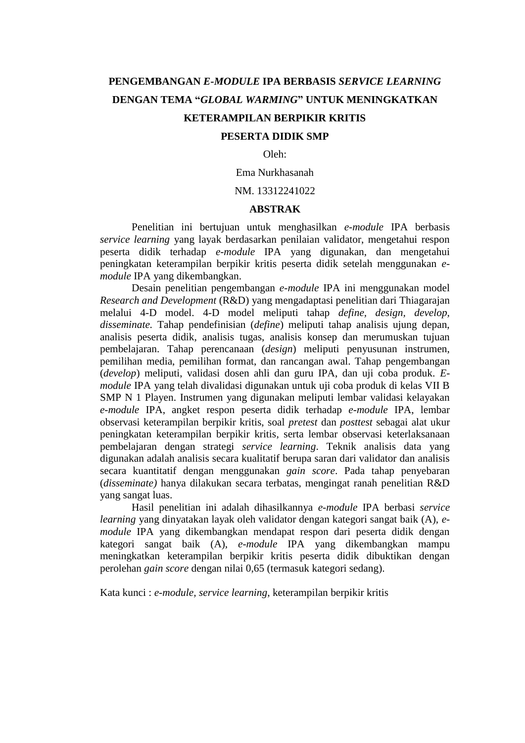# PENGEMBANGAN *E-MODULE* IPA BERBASIS *SERVICE LEARNING* DENGAN TEMA "*GLOBAL WARMING*" UNTUK MENINGKATKAN KETERAMPILAN BERPIKIR KRITIS PESERTA DIDIK SMP

Oleh:

Ema Nurkhasanah

NM. 13312241022

## ABSTRAK

Penelitian ini bertujuan untuk menghasilkan *e-module* IPA berbasis *service learning* yang layak berdasarkan penilaian validator, mengetahui respon peserta didik terhadap *e-module* IPA yang digunakan, dan mengetahui peningkatan keterampilan berpikir kritis peserta didik setelah menggunakan *e-module* IPA yang dikembangkan.

Desain penelitian pengembangan *e-module* IPA ini menggunakan model *Research and Development* (R&D) yang mengadaptasi penelitian dari Thiagarajan melalui 4-D model. 4-D model meliputi tahap *define, design, develop, disseminate.* Tahap pendefinisian (*define*) meliputi tahap analisis ujung depan, analisis peserta didik, analisis tugas, analisis konsep dan merumuskan tujuan pembelajaran. Tahap perencanaan (*design*) meliputi penyusunan instrumen, pemilihan media, pemilihan format, dan rancangan awal. Tahap pengembangan (*develop*) meliputi, validasi dosen ahli dan guru IPA, dan uji coba produk. *E-module* IPA yang telah divalidasi digunakan untuk uji coba produk di kelas VII B SMP N 1 Playen. Instrumen yang digunakan meliputi lembar validasi kelayakan *e-module* IPA, angket respon peserta didik terhadap *e-module* IPA, lembar observasi keterampilan berpikir kritis, soal *pretest* dan *posttest* sebagai alat ukur peningkatan keterampilan berpikir kritis, serta lembar observasi keterlaksanaan pembelajaran dengan strategi *service learning*. Teknik analisis data yang digunakan adalah analisis secara kualitatif berupa saran dari validator dan analisis secara kuantitatif dengan menggunakan *gain score*. Pada tahap penyebaran (*disseminate)* hanya dilakukan secara terbatas, mengingat ranah penelitian R&D yang sangat luas.

Hasil penelitian ini adalah dihasilkannya *e-module* IPA berbasi *service learning* yang dinyatakan layak oleh validator dengan kategori sangat baik (A), *e-module* IPA yang dikembangkan mendapat respon dari peserta didik dengan kategori sangat baik (A), *e-module* IPA yang dikembangkan mampu meningkatkan keterampilan berpikir kritis peserta didik dibuktikan dengan perolehan *gain score* dengan nilai 0,65 (termasuk kategori sedang).

Kata kunci : *e-module*, *service learning*, keterampilan berpikir kritis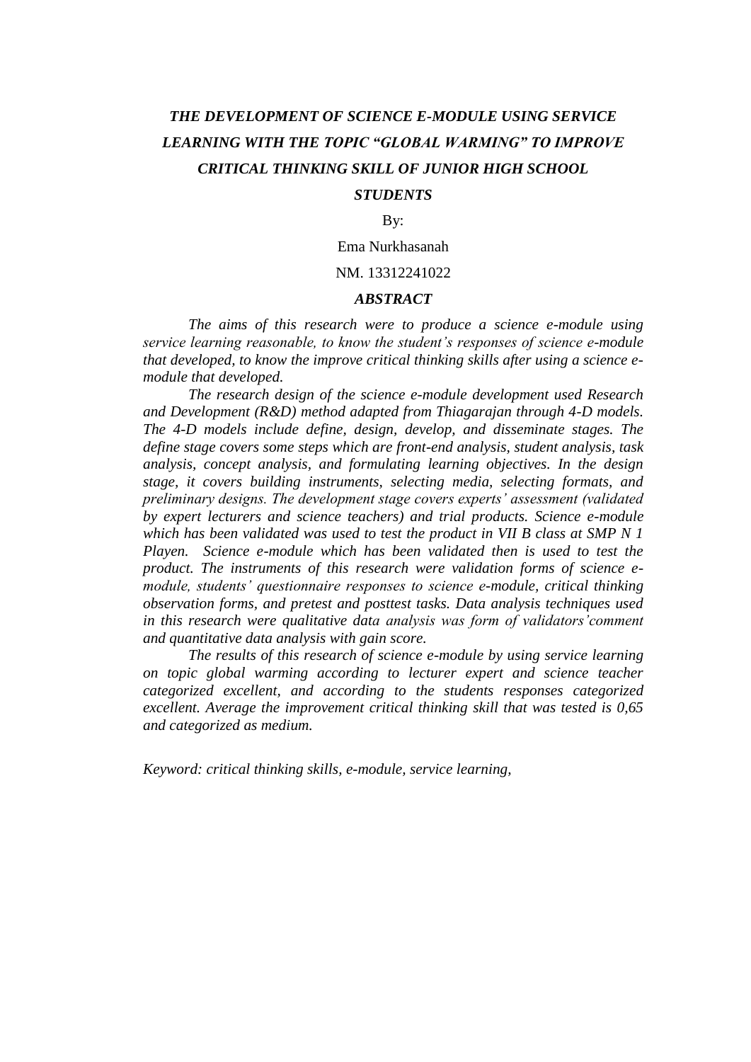# *THE DEVELOPMENT OF SCIENCE E-MODULE USING SERVICE LEARNING WITH THE TOPIC "GLOBAL WARMING" TO IMPROVE CRITICAL THINKING SKILL OF JUNIOR HIGH SCHOOL STUDENTS*

By:

Ema Nurkhasanah

NM. 13312241022

## *ABSTRACT*

*The aims of this research were to produce a science e-module using service learning reasonable, to know the student's responses of science e-module that developed, to know the improve critical thinking skills after using a science e-module that developed.*

*The research design of the science e-module development used Research and Development (R&D) method adapted from Thiagarajan through 4-D models. The 4-D models include define, design, develop, and disseminate stages. The define stage covers some steps which are front-end analysis, student analysis, task analysis, concept analysis, and formulating learning objectives. In the design stage, it covers building instruments, selecting media, selecting formats, and preliminary designs. The development stage covers experts' assessment (validated by expert lecturers and science teachers) and trial products. Science e-module which has been validated was used to test the product in VII B class at SMP N 1 Playen. Science e-module which has been validated then is used to test the product. The instruments of this research were validation forms of science e-module, students' questionnaire responses to science e-module, critical thinking observation forms, and pretest and posttest tasks. Data analysis techniques used in this research were qualitative data analysis was form of validators'comment and quantitative data analysis with gain score.*

*The results of this research of science e-module by using service learning on topic global warming according to lecturer expert and science teacher categorized excellent, and according to the students responses categorized excellent. Average the improvement critical thinking skill that was tested is 0,65 and categorized as medium.*

*Keyword: critical thinking skills, e-module, service learning,*